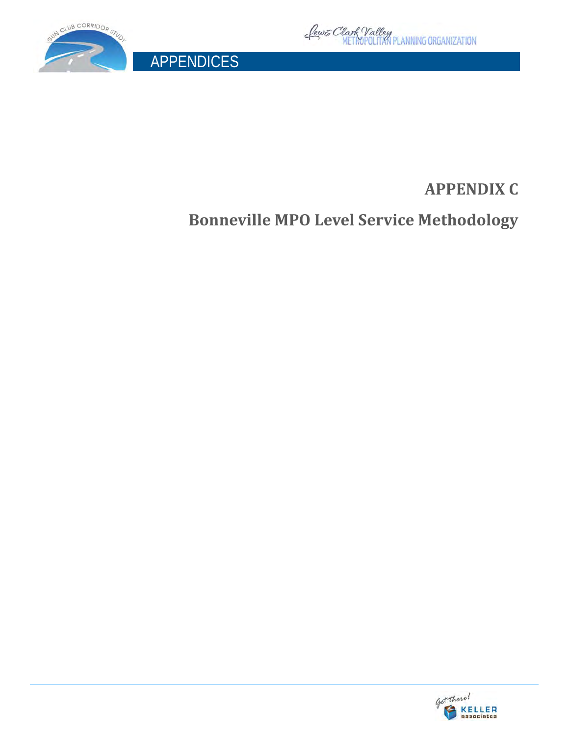# APPENDIX C

## Bonneville MPO Level Service Methodology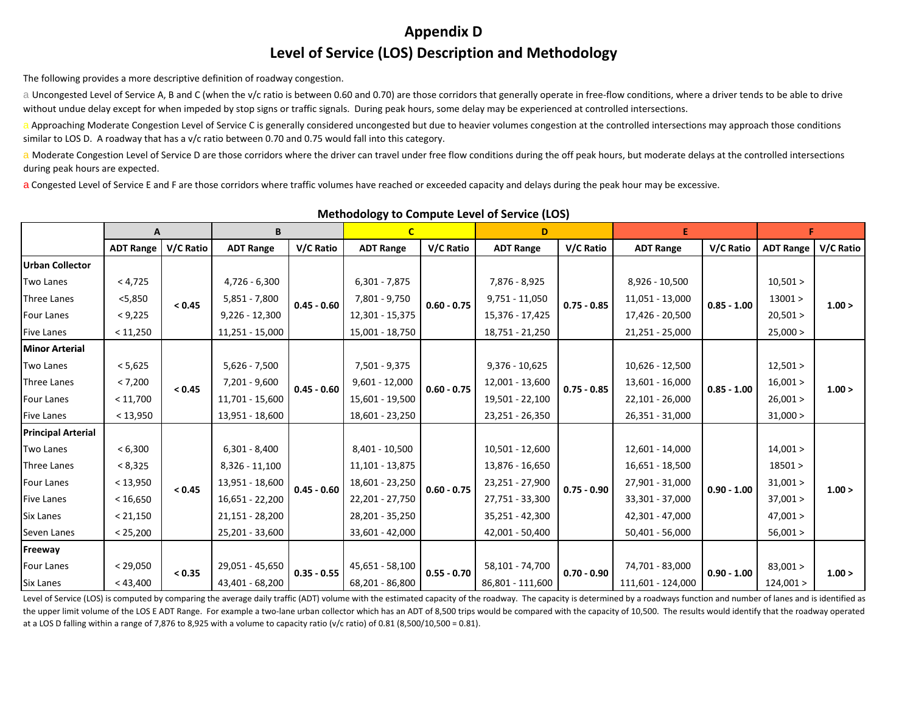# Appendix D

# Level of Service (LOS) Description and Methodology

The following provides a more descriptive definition of roadway congestion.

a Uncongested Level of Service A, B and C (when the v/c ratio is between 0.60 and 0.70) are those corridors that generally operate in free-flow conditions, where a driver tends to be able to drive without undue delay except for when impeded by stop signs or traffic signals. During peak hours, some delay may be experienced at controlled intersections.

a Approaching Moderate Congestion Level of Service C is generally considered uncongested but due to heavier volumes congestion at the controlled intersections may approach those conditions similar to LOS D. A roadway that has a v/c ratio between 0.70 and 0.75 would fall into this category.

a Moderate Congestion Level of Service D are those corridors where the driver can travel under free flow conditions during the off peak hours, but moderate delays at the controlled intersections during peak hours are expected.

a Congested Level of Service E and F are those corridors where traffic volumes have reached or exceeded capacity and delays during the peak hour may be excessive.

## Methodology to Compute Level of Service (LOS)

| | A | | B | | C | | D | | E | | F | |
|---|---|---|---|---|---|---|---|---|---|---|---|---|
| | ADT Range | V/C Ratio | ADT Range | V/C Ratio | ADT Range | V/C Ratio | ADT Range | V/C Ratio | ADT Range | V/C Ratio | ADT Range | V/C Ratio |
| **Urban Collector** | | | | | | | | | | | | |
| Two Lanes | < 4,725 | < 0.45 | 4,726 - 6,300 | 0.45 - 0.60 | 6,301 - 7,875 | 0.60 - 0.75 | 7,876 - 8,925 | 0.75 - 0.85 | 8,926 - 10,500 | 0.85 - 1.00 | 10,501 > | 1.00 > |
| Three Lanes | <5,850 | < 0.45 | 5,851 - 7,800 | 0.45 - 0.60 | 7,801 - 9,750 | 0.60 - 0.75 | 9,751 - 11,050 | 0.75 - 0.85 | 11,051 - 13,000 | 0.85 - 1.00 | 13001 > | 1.00 > |
| Four Lanes | < 9,225 | < 0.45 | 9,226 - 12,300 | 0.45 - 0.60 | 12,301 - 15,375 | 0.60 - 0.75 | 15,376 - 17,425 | 0.75 - 0.85 | 17,426 - 20,500 | 0.85 - 1.00 | 20,501 > | 1.00 > |
| Five Lanes | < 11,250 | < 0.45 | 11,251 - 15,000 | 0.45 - 0.60 | 15,001 - 18,750 | 0.60 - 0.75 | 18,751 - 21,250 | 0.75 - 0.85 | 21,251 - 25,000 | 0.85 - 1.00 | 25,000 > | 1.00 > |
| **Minor Arterial** | | | | | | | | | | | | |
| Two Lanes | < 5,625 | < 0.45 | 5,626 - 7,500 | 0.45 - 0.60 | 7,501 - 9,375 | 0.60 - 0.75 | 9,376 - 10,625 | 0.75 - 0.85 | 10,626 - 12,500 | 0.85 - 1.00 | 12,501 > | 1.00 > |
| Three Lanes | < 7,200 | < 0.45 | 7,201 - 9,600 | 0.45 - 0.60 | 9,601 - 12,000 | 0.60 - 0.75 | 12,001 - 13,600 | 0.75 - 0.85 | 13,601 - 16,000 | 0.85 - 1.00 | 16,001 > | 1.00 > |
| Four Lanes | < 11,700 | < 0.45 | 11,701 - 15,600 | 0.45 - 0.60 | 15,601 - 19,500 | 0.60 - 0.75 | 19,501 - 22,100 | 0.75 - 0.85 | 22,101 - 26,000 | 0.85 - 1.00 | 26,001 > | 1.00 > |
| Five Lanes | < 13,950 | < 0.45 | 13,951 - 18,600 | 0.45 - 0.60 | 18,601 - 23,250 | 0.60 - 0.75 | 23,251 - 26,350 | 0.75 - 0.85 | 26,351 - 31,000 | 0.85 - 1.00 | 31,000 > | 1.00 > |
| **Principal Arterial** | | | | | | | | | | | | |
| Two Lanes | < 6,300 | < 0.45 | 6,301 - 8,400 | 0.45 - 0.60 | 8,401 - 10,500 | 0.60 - 0.75 | 10,501 - 12,600 | 0.75 - 0.90 | 12,601 - 14,000 | 0.90 - 1.00 | 14,001 > | 1.00 > |
| Three Lanes | < 8,325 | < 0.45 | 8,326 - 11,100 | 0.45 - 0.60 | 11,101 - 13,875 | 0.60 - 0.75 | 13,876 - 16,650 | 0.75 - 0.90 | 16,651 - 18,500 | 0.90 - 1.00 | 18501 > | 1.00 > |
| Four Lanes | < 13,950 | < 0.45 | 13,951 - 18,600 | 0.45 - 0.60 | 18,601 - 23,250 | 0.60 - 0.75 | 23,251 - 27,900 | 0.75 - 0.90 | 27,901 - 31,000 | 0.90 - 1.00 | 31,001 > | 1.00 > |
| Five Lanes | < 16,650 | < 0.45 | 16,651 - 22,200 | 0.45 - 0.60 | 22,201 - 27,750 | 0.60 - 0.75 | 27,751 - 33,300 | 0.75 - 0.90 | 33,301 - 37,000 | 0.90 - 1.00 | 37,001 > | 1.00 > |
| Six Lanes | < 21,150 | < 0.45 | 21,151 - 28,200 | 0.45 - 0.60 | 28,201 - 35,250 | 0.60 - 0.75 | 35,251 - 42,300 | 0.75 - 0.90 | 42,301 - 47,000 | 0.90 - 1.00 | 47,001 > | 1.00 > |
| Seven Lanes | < 25,200 | < 0.45 | 25,201 - 33,600 | 0.45 - 0.60 | 33,601 - 42,000 | 0.60 - 0.75 | 42,001 - 50,400 | 0.75 - 0.90 | 50,401 - 56,000 | 0.90 - 1.00 | 56,001 > | 1.00 > |
| **Freeway** | | | | | | | | | | | | |
| Four Lanes | < 29,050 | < 0.35 | 29,051 - 45,650 | 0.35 - 0.55 | 45,651 - 58,100 | 0.55 - 0.70 | 58,101 - 74,700 | 0.70 - 0.90 | 74,701 - 83,000 | 0.90 - 1.00 | 83,001 > | 1.00 > |
| Six Lanes | < 43,400 | < 0.35 | 43,401 - 68,200 | 0.35 - 0.55 | 68,201 - 86,800 | 0.55 - 0.70 | 86,801 - 111,600 | 0.70 - 0.90 | 111,601 - 124,000 | 0.90 - 1.00 | 124,001 > | 1.00 > |

Level of Service (LOS) is computed by comparing the average daily traffic (ADT) volume with the estimated capacity of the roadway. The capacity is determined by a roadways function and number of lanes and is identified as the upper limit volume of the LOS E ADT Range. For example a two-lane urban collector which has an ADT of 8,500 trips would be compared with the capacity of 10,500. The results would identify that the roadway operated at a LOS D falling within a range of 7,876 to 8,925 with a volume to capacity ratio (v/c ratio) of 0.81 (8,500/10,500 = 0.81).